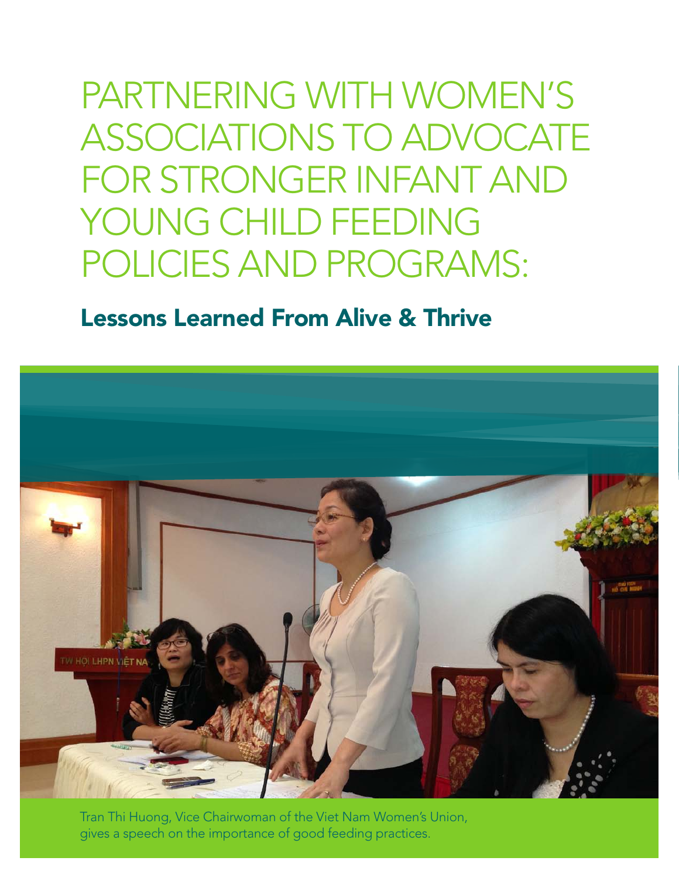# PARTNERING WITH WOMEN'S ASSOCIATIONS TO ADVOCATE FOR STRONGER INFANT AND YOUNG CHILD FEEDING POLICIES AND PROGRAMS:

## Lessons Learned From Alive & Thrive

Tran Thi Huong, Vice Chairwoman of the Viet Nam Women's Union, gives a speech on the importance of good feeding practices.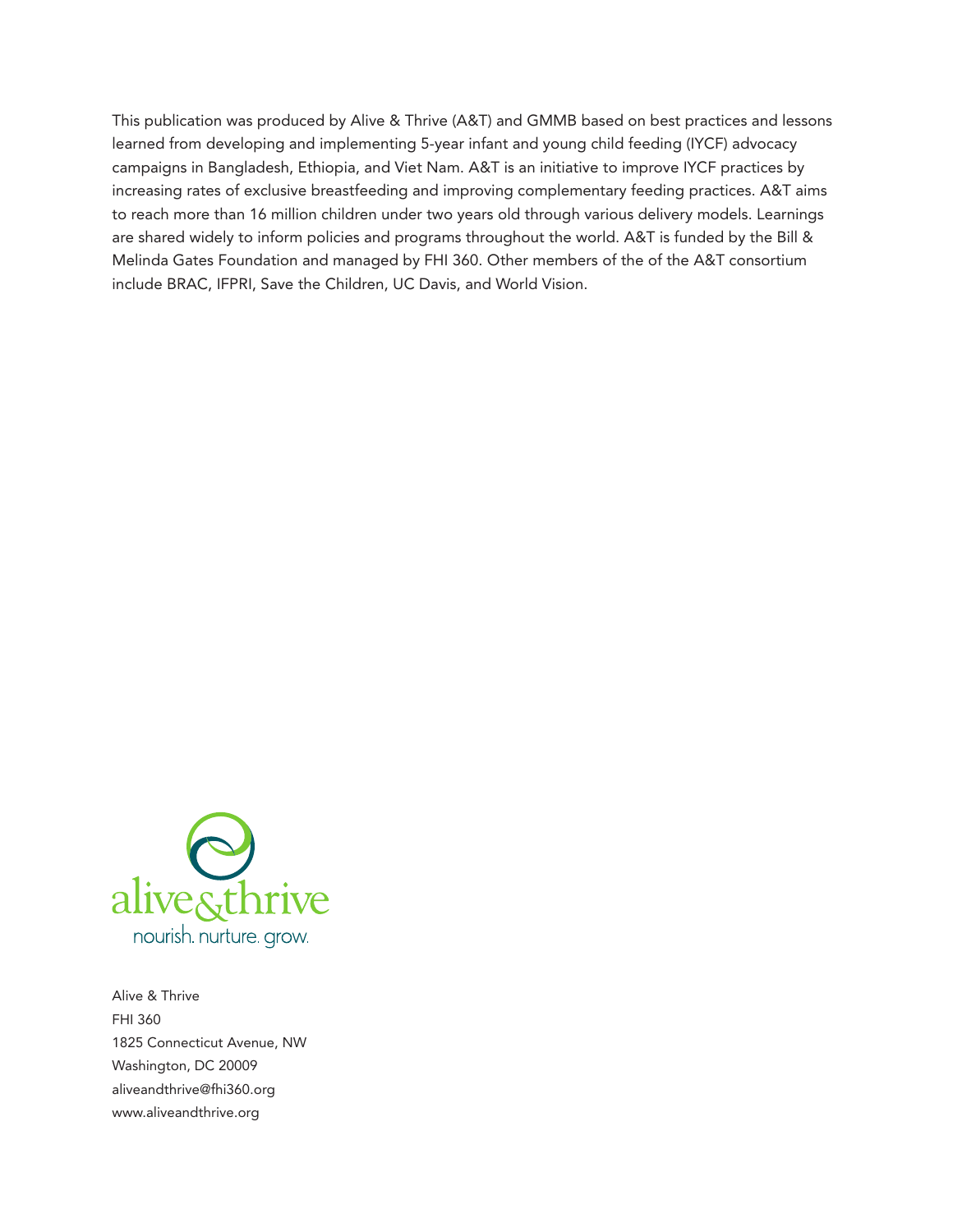This publication was produced by Alive & Thrive (A&T) and GMMB based on best practices and lessons learned from developing and implementing 5-year infant and young child feeding (IYCF) advocacy campaigns in Bangladesh, Ethiopia, and Viet Nam. A&T is an initiative to improve IYCF practices by increasing rates of exclusive breastfeeding and improving complementary feeding practices. A&T aims to reach more than 16 million children under two years old through various delivery models. Learnings are shared widely to inform policies and programs throughout the world. A&T is funded by the Bill & Melinda Gates Foundation and managed by FHI 360. Other members of the of the A&T consortium include BRAC, IFPRI, Save the Children, UC Davis, and World Vision.

alive&thrive

nourish. nurture. grow.

Alive & Thrive
FHI 360
1825 Connecticut Avenue, NW
Washington, DC 20009
aliveandthrive@fhi360.org
www.aliveandthrive.org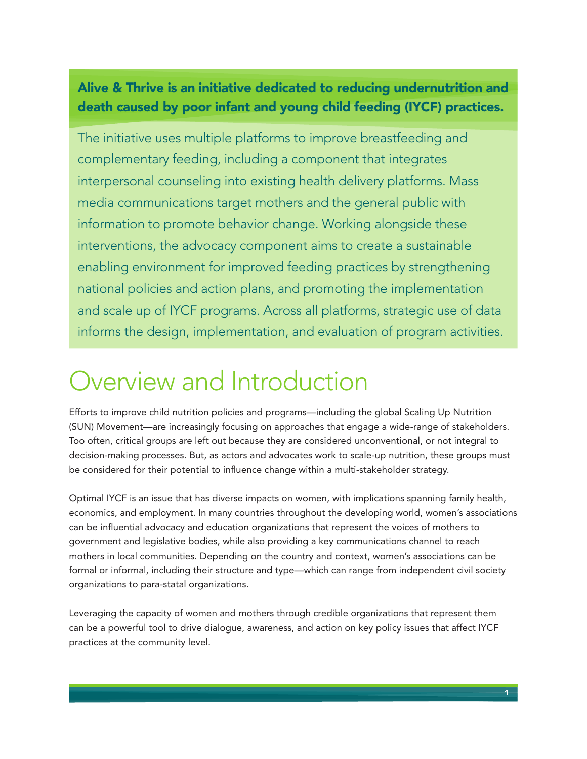**Alive & Thrive is an initiative dedicated to reducing undernutrition and death caused by poor infant and young child feeding (IYCF) practices.**

The initiative uses multiple platforms to improve breastfeeding and complementary feeding, including a component that integrates interpersonal counseling into existing health delivery platforms. Mass media communications target mothers and the general public with information to promote behavior change. Working alongside these interventions, the advocacy component aims to create a sustainable enabling environment for improved feeding practices by strengthening national policies and action plans, and promoting the implementation and scale up of IYCF programs. Across all platforms, strategic use of data informs the design, implementation, and evaluation of program activities.

# Overview and Introduction

Efforts to improve child nutrition policies and programs—including the global Scaling Up Nutrition (SUN) Movement—are increasingly focusing on approaches that engage a wide-range of stakeholders. Too often, critical groups are left out because they are considered unconventional, or not integral to decision-making processes. But, as actors and advocates work to scale-up nutrition, these groups must be considered for their potential to influence change within a multi-stakeholder strategy.

Optimal IYCF is an issue that has diverse impacts on women, with implications spanning family health, economics, and employment. In many countries throughout the developing world, women's associations can be influential advocacy and education organizations that represent the voices of mothers to government and legislative bodies, while also providing a key communications channel to reach mothers in local communities. Depending on the country and context, women's associations can be formal or informal, including their structure and type—which can range from independent civil society organizations to para-statal organizations.

Leveraging the capacity of women and mothers through credible organizations that represent them can be a powerful tool to drive dialogue, awareness, and action on key policy issues that affect IYCF practices at the community level.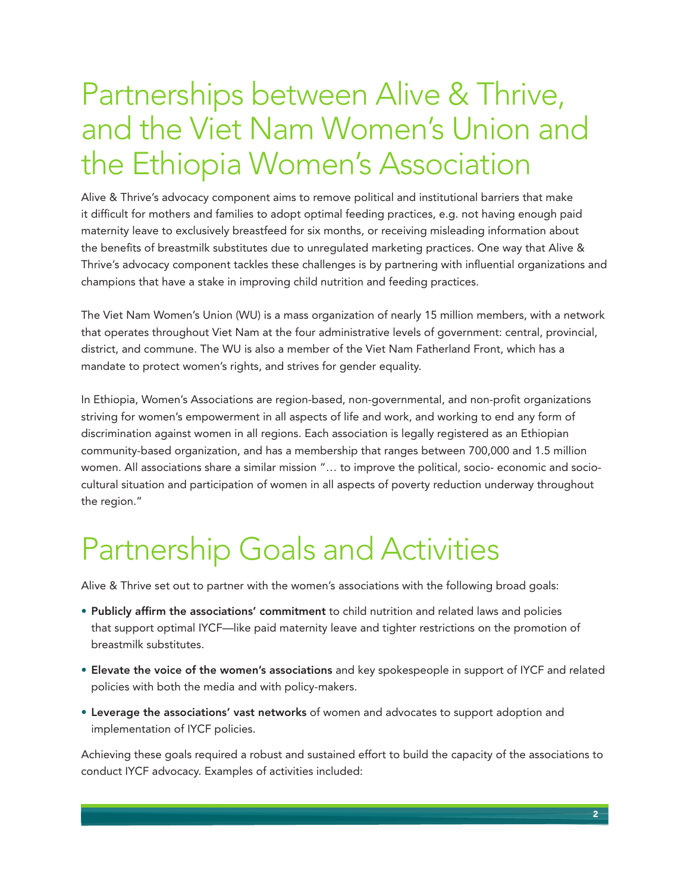# Partnerships between Alive & Thrive, and the Viet Nam Women's Union and the Ethiopia Women's Association

Alive & Thrive's advocacy component aims to remove political and institutional barriers that make it difficult for mothers and families to adopt optimal feeding practices, e.g. not having enough paid maternity leave to exclusively breastfeed for six months, or receiving misleading information about the benefits of breastmilk substitutes due to unregulated marketing practices. One way that Alive & Thrive's advocacy component tackles these challenges is by partnering with influential organizations and champions that have a stake in improving child nutrition and feeding practices.

The Viet Nam Women's Union (WU) is a mass organization of nearly 15 million members, with a network that operates throughout Viet Nam at the four administrative levels of government: central, provincial, district, and commune. The WU is also a member of the Viet Nam Fatherland Front, which has a mandate to protect women's rights, and strives for gender equality.

In Ethiopia, Women's Associations are region-based, non-governmental, and non-profit organizations striving for women's empowerment in all aspects of life and work, and working to end any form of discrimination against women in all regions. Each association is legally registered as an Ethiopian community-based organization, and has a membership that ranges between 700,000 and 1.5 million women. All associations share a similar mission "… to improve the political, socio- economic and socio-cultural situation and participation of women in all aspects of poverty reduction underway throughout the region."

# Partnership Goals and Activities

Alive & Thrive set out to partner with the women's associations with the following broad goals:

- **Publicly affirm the associations' commitment** to child nutrition and related laws and policies that support optimal IYCF—like paid maternity leave and tighter restrictions on the promotion of breastmilk substitutes.
- **Elevate the voice of the women's associations** and key spokespeople in support of IYCF and related policies with both the media and with policy-makers.
- **Leverage the associations' vast networks** of women and advocates to support adoption and implementation of IYCF policies.

Achieving these goals required a robust and sustained effort to build the capacity of the associations to conduct IYCF advocacy. Examples of activities included: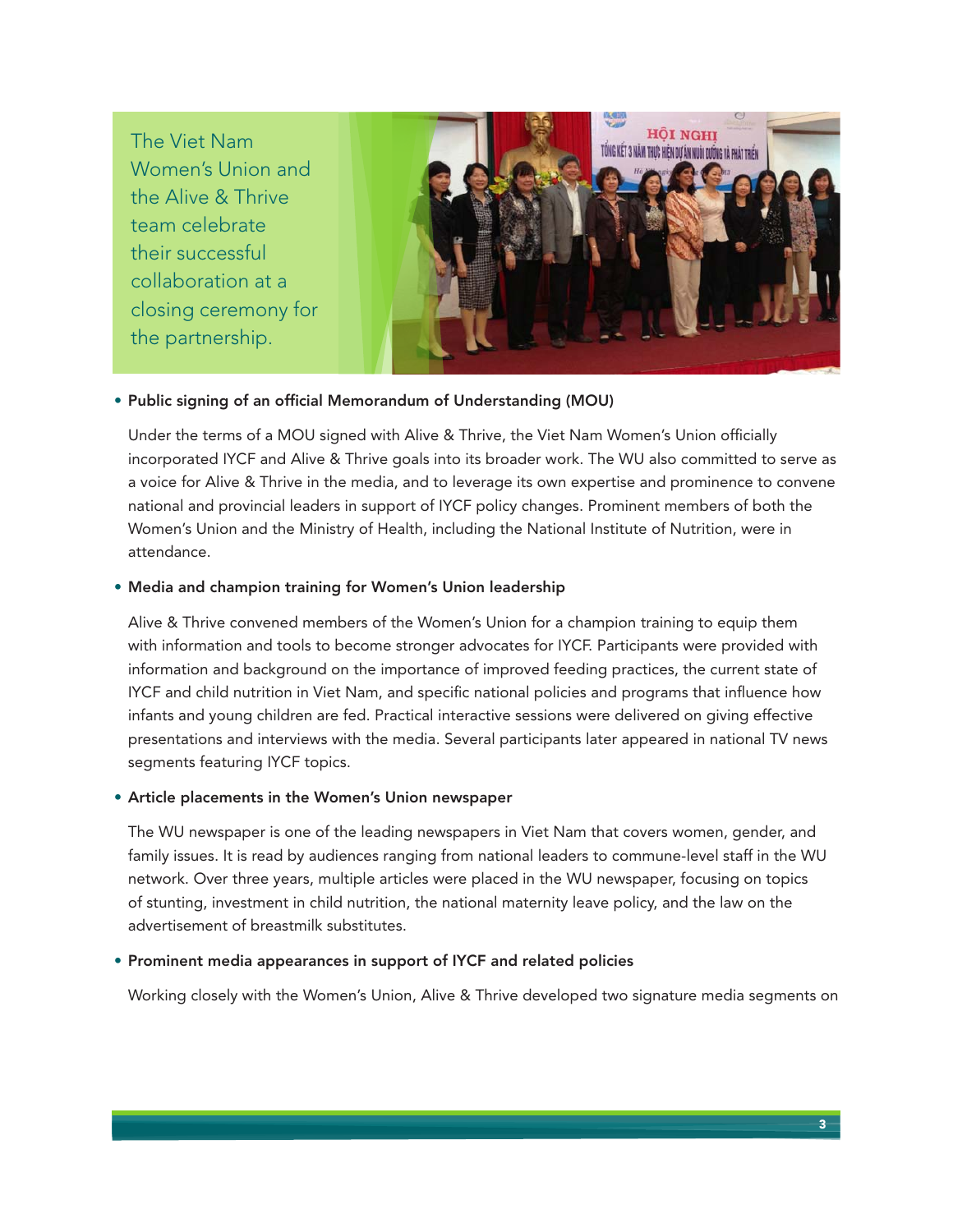The Viet Nam Women's Union and the Alive & Thrive team celebrate their successful collaboration at a closing ceremony for the partnership.

- **Public signing of an official Memorandum of Understanding (MOU)**

  Under the terms of a MOU signed with Alive & Thrive, the Viet Nam Women's Union officially incorporated IYCF and Alive & Thrive goals into its broader work. The WU also committed to serve as a voice for Alive & Thrive in the media, and to leverage its own expertise and prominence to convene national and provincial leaders in support of IYCF policy changes. Prominent members of both the Women's Union and the Ministry of Health, including the National Institute of Nutrition, were in attendance.

- **Media and champion training for Women's Union leadership**

  Alive & Thrive convened members of the Women's Union for a champion training to equip them with information and tools to become stronger advocates for IYCF. Participants were provided with information and background on the importance of improved feeding practices, the current state of IYCF and child nutrition in Viet Nam, and specific national policies and programs that influence how infants and young children are fed. Practical interactive sessions were delivered on giving effective presentations and interviews with the media. Several participants later appeared in national TV news segments featuring IYCF topics.

- **Article placements in the Women's Union newspaper**

  The WU newspaper is one of the leading newspapers in Viet Nam that covers women, gender, and family issues. It is read by audiences ranging from national leaders to commune-level staff in the WU network. Over three years, multiple articles were placed in the WU newspaper, focusing on topics of stunting, investment in child nutrition, the national maternity leave policy, and the law on the advertisement of breastmilk substitutes.

- **Prominent media appearances in support of IYCF and related policies**

  Working closely with the Women's Union, Alive & Thrive developed two signature media segments on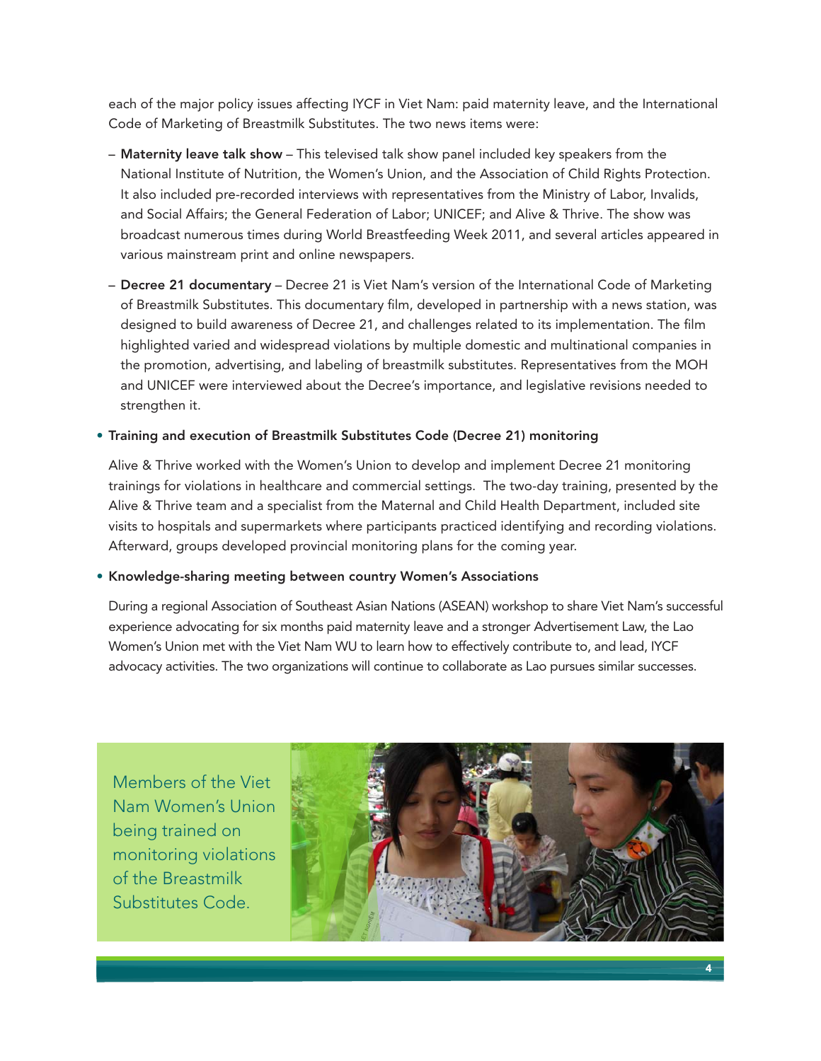each of the major policy issues affecting IYCF in Viet Nam: paid maternity leave, and the International Code of Marketing of Breastmilk Substitutes. The two news items were:

- **Maternity leave talk show** – This televised talk show panel included key speakers from the National Institute of Nutrition, the Women's Union, and the Association of Child Rights Protection. It also included pre-recorded interviews with representatives from the Ministry of Labor, Invalids, and Social Affairs; the General Federation of Labor; UNICEF; and Alive & Thrive. The show was broadcast numerous times during World Breastfeeding Week 2011, and several articles appeared in various mainstream print and online newspapers.
- **Decree 21 documentary** – Decree 21 is Viet Nam's version of the International Code of Marketing of Breastmilk Substitutes. This documentary film, developed in partnership with a news station, was designed to build awareness of Decree 21, and challenges related to its implementation. The film highlighted varied and widespread violations by multiple domestic and multinational companies in the promotion, advertising, and labeling of breastmilk substitutes. Representatives from the MOH and UNICEF were interviewed about the Decree's importance, and legislative revisions needed to strengthen it.

- **Training and execution of Breastmilk Substitutes Code (Decree 21) monitoring**

  Alive & Thrive worked with the Women's Union to develop and implement Decree 21 monitoring trainings for violations in healthcare and commercial settings. The two-day training, presented by the Alive & Thrive team and a specialist from the Maternal and Child Health Department, included site visits to hospitals and supermarkets where participants practiced identifying and recording violations. Afterward, groups developed provincial monitoring plans for the coming year.

- **Knowledge-sharing meeting between country Women's Associations**

  During a regional Association of Southeast Asian Nations (ASEAN) workshop to share Viet Nam's successful experience advocating for six months paid maternity leave and a stronger Advertisement Law, the Lao Women's Union met with the Viet Nam WU to learn how to effectively contribute to, and lead, IYCF advocacy activities. The two organizations will continue to collaborate as Lao pursues similar successes.

Members of the Viet Nam Women's Union being trained on monitoring violations of the Breastmilk Substitutes Code.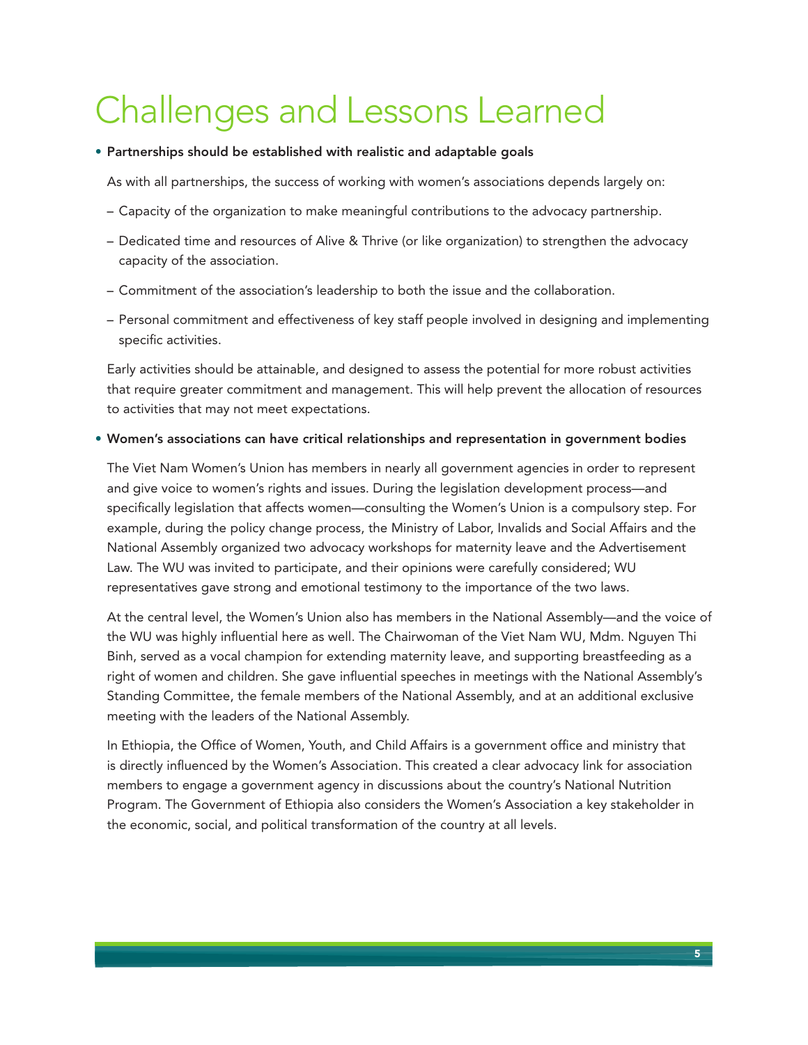# Challenges and Lessons Learned

- **Partnerships should be established with realistic and adaptable goals**

  As with all partnerships, the success of working with women's associations depends largely on:

  – Capacity of the organization to make meaningful contributions to the advocacy partnership.

  – Dedicated time and resources of Alive & Thrive (or like organization) to strengthen the advocacy capacity of the association.

  – Commitment of the association's leadership to both the issue and the collaboration.

  – Personal commitment and effectiveness of key staff people involved in designing and implementing specific activities.

  Early activities should be attainable, and designed to assess the potential for more robust activities that require greater commitment and management. This will help prevent the allocation of resources to activities that may not meet expectations.

- **Women's associations can have critical relationships and representation in government bodies**

  The Viet Nam Women's Union has members in nearly all government agencies in order to represent and give voice to women's rights and issues. During the legislation development process—and specifically legislation that affects women—consulting the Women's Union is a compulsory step. For example, during the policy change process, the Ministry of Labor, Invalids and Social Affairs and the National Assembly organized two advocacy workshops for maternity leave and the Advertisement Law. The WU was invited to participate, and their opinions were carefully considered; WU representatives gave strong and emotional testimony to the importance of the two laws.

  At the central level, the Women's Union also has members in the National Assembly—and the voice of the WU was highly influential here as well. The Chairwoman of the Viet Nam WU, Mdm. Nguyen Thi Binh, served as a vocal champion for extending maternity leave, and supporting breastfeeding as a right of women and children. She gave influential speeches in meetings with the National Assembly's Standing Committee, the female members of the National Assembly, and at an additional exclusive meeting with the leaders of the National Assembly.

  In Ethiopia, the Office of Women, Youth, and Child Affairs is a government office and ministry that is directly influenced by the Women's Association. This created a clear advocacy link for association members to engage a government agency in discussions about the country's National Nutrition Program. The Government of Ethiopia also considers the Women's Association a key stakeholder in the economic, social, and political transformation of the country at all levels.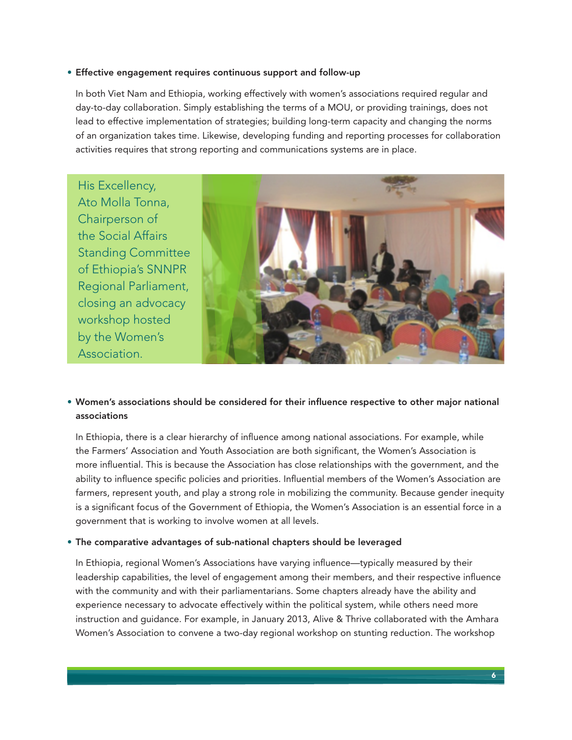- **Effective engagement requires continuous support and follow-up**

  In both Viet Nam and Ethiopia, working effectively with women's associations required regular and day-to-day collaboration. Simply establishing the terms of a MOU, or providing trainings, does not lead to effective implementation of strategies; building long-term capacity and changing the norms of an organization takes time. Likewise, developing funding and reporting processes for collaboration activities requires that strong reporting and communications systems are in place.

His Excellency, Ato Molla Tonna, Chairperson of the Social Affairs Standing Committee of Ethiopia's SNNPR Regional Parliament, closing an advocacy workshop hosted by the Women's Association.

- **Women's associations should be considered for their influence respective to other major national associations**

  In Ethiopia, there is a clear hierarchy of influence among national associations. For example, while the Farmers' Association and Youth Association are both significant, the Women's Association is more influential. This is because the Association has close relationships with the government, and the ability to influence specific policies and priorities. Influential members of the Women's Association are farmers, represent youth, and play a strong role in mobilizing the community. Because gender inequity is a significant focus of the Government of Ethiopia, the Women's Association is an essential force in a government that is working to involve women at all levels.

- **The comparative advantages of sub-national chapters should be leveraged**

  In Ethiopia, regional Women's Associations have varying influence—typically measured by their leadership capabilities, the level of engagement among their members, and their respective influence with the community and with their parliamentarians. Some chapters already have the ability and experience necessary to advocate effectively within the political system, while others need more instruction and guidance. For example, in January 2013, Alive & Thrive collaborated with the Amhara Women's Association to convene a two-day regional workshop on stunting reduction. The workshop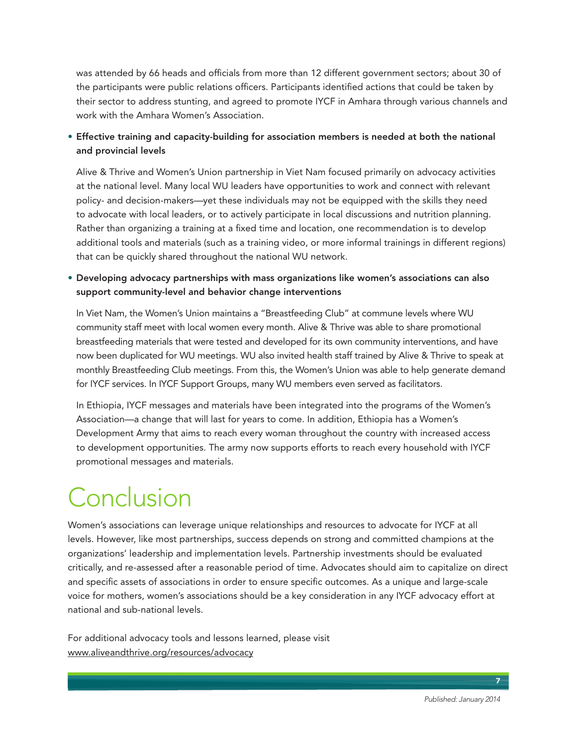was attended by 66 heads and officials from more than 12 different government sectors; about 30 of the participants were public relations officers. Participants identified actions that could be taken by their sector to address stunting, and agreed to promote IYCF in Amhara through various channels and work with the Amhara Women's Association.

- **Effective training and capacity-building for association members is needed at both the national and provincial levels**

  Alive & Thrive and Women's Union partnership in Viet Nam focused primarily on advocacy activities at the national level. Many local WU leaders have opportunities to work and connect with relevant policy- and decision-makers—yet these individuals may not be equipped with the skills they need to advocate with local leaders, or to actively participate in local discussions and nutrition planning. Rather than organizing a training at a fixed time and location, one recommendation is to develop additional tools and materials (such as a training video, or more informal trainings in different regions) that can be quickly shared throughout the national WU network.

- **Developing advocacy partnerships with mass organizations like women's associations can also support community-level and behavior change interventions**

  In Viet Nam, the Women's Union maintains a "Breastfeeding Club" at commune levels where WU community staff meet with local women every month. Alive & Thrive was able to share promotional breastfeeding materials that were tested and developed for its own community interventions, and have now been duplicated for WU meetings. WU also invited health staff trained by Alive & Thrive to speak at monthly Breastfeeding Club meetings. From this, the Women's Union was able to help generate demand for IYCF services. In IYCF Support Groups, many WU members even served as facilitators.

  In Ethiopia, IYCF messages and materials have been integrated into the programs of the Women's Association—a change that will last for years to come. In addition, Ethiopia has a Women's Development Army that aims to reach every woman throughout the country with increased access to development opportunities. The army now supports efforts to reach every household with IYCF promotional messages and materials.

# Conclusion

Women's associations can leverage unique relationships and resources to advocate for IYCF at all levels. However, like most partnerships, success depends on strong and committed champions at the organizations' leadership and implementation levels. Partnership investments should be evaluated critically, and re-assessed after a reasonable period of time. Advocates should aim to capitalize on direct and specific assets of associations in order to ensure specific outcomes. As a unique and large-scale voice for mothers, women's associations should be a key consideration in any IYCF advocacy effort at national and sub-national levels.

For additional advocacy tools and lessons learned, please visit
www.aliveandthrive.org/resources/advocacy

*Published: January 2014*